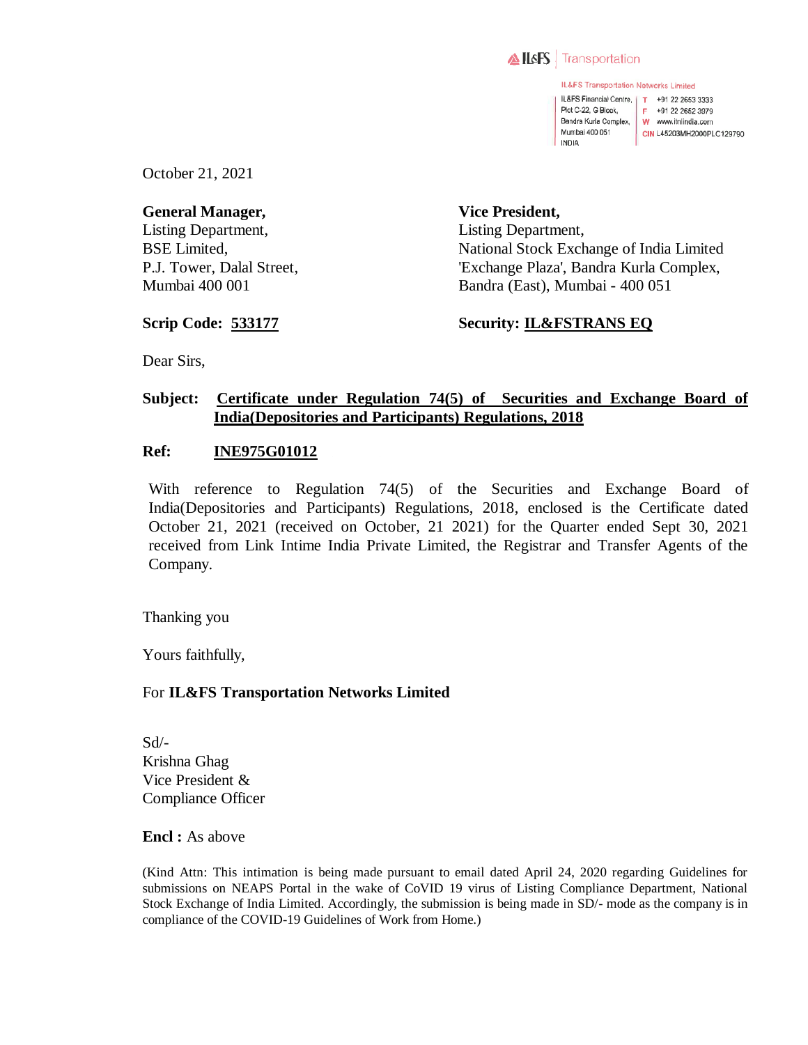IL&FS | Transportation

IL&FS Transportation Networks Limited

IL&FS Financial Centre,
Plot C-22, G Block,
Bandra Kurla Complex,
Mumbai 400 051
INDIA

T +91 22 2653 3333
F +91 22 2652 3979
W www.itnlindia.com
CIN L45203MH2000PLC129790

October 21, 2021

**General Manager,**
Listing Department,
BSE Limited,
P.J. Tower, Dalal Street,
Mumbai 400 001

**Vice President,**
Listing Department,
National Stock Exchange of India Limited
'Exchange Plaza', Bandra Kurla Complex,
Bandra (East), Mumbai - 400 051

**Scrip Code: 533177**

**Security: IL&FSTRANS EQ**

Dear Sirs,

**Subject: Certificate under Regulation 74(5) of Securities and Exchange Board of India(Depositories and Participants) Regulations, 2018**

**Ref: INE975G01012**

With reference to Regulation 74(5) of the Securities and Exchange Board of India(Depositories and Participants) Regulations, 2018, enclosed is the Certificate dated October 21, 2021 (received on October, 21 2021) for the Quarter ended Sept 30, 2021 received from Link Intime India Private Limited, the Registrar and Transfer Agents of the Company.

Thanking you

Yours faithfully,

For **IL&FS Transportation Networks Limited**

Sd/-
Krishna Ghag
Vice President &
Compliance Officer

**Encl :** As above

(Kind Attn: This intimation is being made pursuant to email dated April 24, 2020 regarding Guidelines for submissions on NEAPS Portal in the wake of CoVID 19 virus of Listing Compliance Department, National Stock Exchange of India Limited. Accordingly, the submission is being made in SD/- mode as the company is in compliance of the COVID-19 Guidelines of Work from Home.)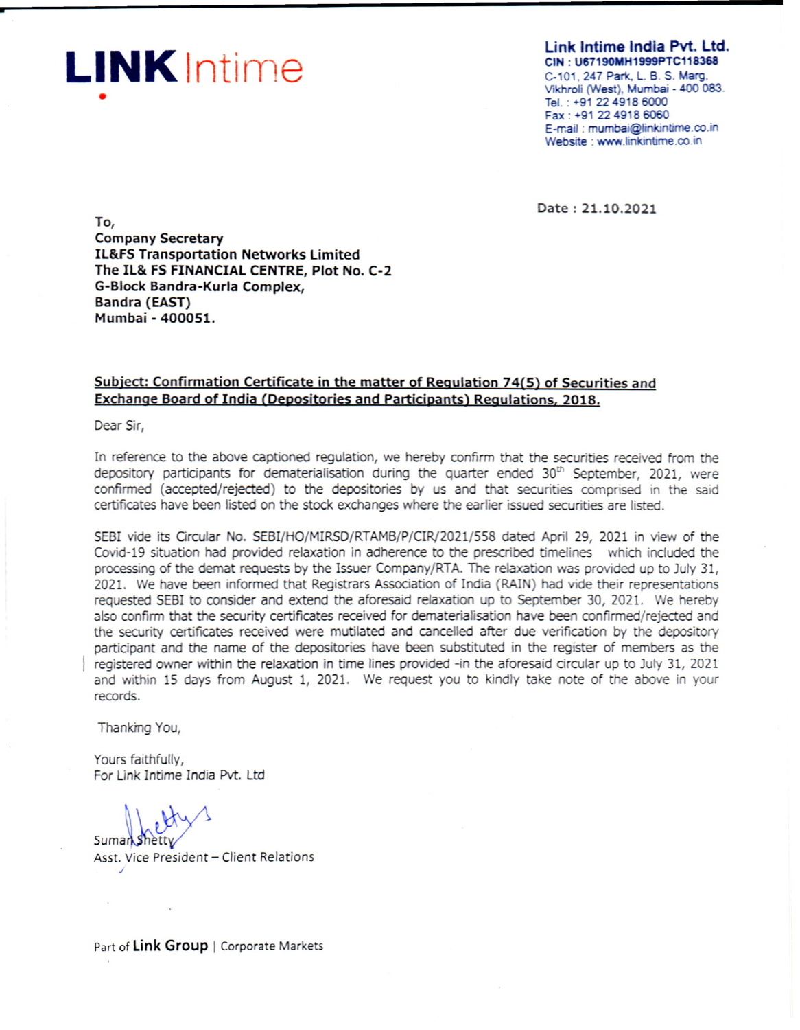# LINK Intime

**Link Intime India Pvt. Ltd.**
**CIN : U67190MH1999PTC118368**
C-101, 247 Park, L. B. S. Marg,
Vikhroli (West), Mumbai - 400 083.
Tel. : +91 22 4918 6000
Fax : +91 22 4918 6060
E-mail : mumbai@linkintime.co.in
Website : www.linkintime.co.in

**Date : 21.10.2021**

**To,**
**Company Secretary**
**IL&FS Transportation Networks Limited**
**The IL& FS FINANCIAL CENTRE, Plot No. C-2**
**G-Block Bandra-Kurla Complex,**
**Bandra (EAST)**
**Mumbai - 400051.**

**Subject: Confirmation Certificate in the matter of Regulation 74(5) of Securities and Exchange Board of India (Depositories and Participants) Regulations, 2018.**

Dear Sir,

In reference to the above captioned regulation, we hereby confirm that the securities received from the depository participants for dematerialisation during the quarter ended 30th September, 2021, were confirmed (accepted/rejected) to the depositories by us and that securities comprised in the said certificates have been listed on the stock exchanges where the earlier issued securities are listed.

SEBI vide its Circular No. SEBI/HO/MIRSD/RTAMB/P/CIR/2021/558 dated April 29, 2021 in view of the Covid-19 situation had provided relaxation in adherence to the prescribed timelines which included the processing of the demat requests by the Issuer Company/RTA. The relaxation was provided up to July 31, 2021. We have been informed that Registrars Association of India (RAIN) had vide their representations requested SEBI to consider and extend the aforesaid relaxation up to September 30, 2021. We hereby also confirm that the security certificates received for dematerialisation have been confirmed/rejected and the security certificates received were mutilated and cancelled after due verification by the depository participant and the name of the depositories have been substituted in the register of members as the registered owner within the relaxation in time lines provided -in the aforesaid circular up to July 31, 2021 and within 15 days from August 1, 2021. We request you to kindly take note of the above in your records.

Thanking You,

Yours faithfully,
For Link Intime India Pvt. Ltd

Suman Shetty
Asst. Vice President – Client Relations

Part of **Link Group** | Corporate Markets